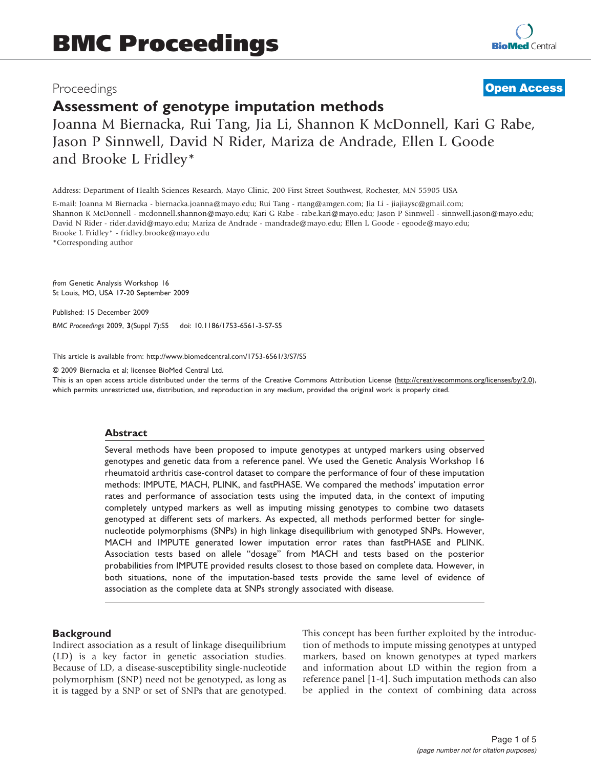Proceedings

**Open Access**

# Assessment of genotype imputation methods

Joanna M Biernacka, Rui Tang, Jia Li, Shannon K McDonnell, Kari G Rabe, Jason P Sinnwell, David N Rider, Mariza de Andrade, Ellen L Goode and Brooke L Fridley*

Address: Department of Health Sciences Research, Mayo Clinic, 200 First Street Southwest, Rochester, MN 55905 USA

E-mail: Joanna M Biernacka - biernacka.joanna@mayo.edu; Rui Tang - rtang@amgen.com; Jia Li - jiajiaysc@gmail.com; Shannon K McDonnell - mcdonnell.shannon@mayo.edu; Kari G Rabe - rabe.kari@mayo.edu; Jason P Sinnwell - sinnwell.jason@mayo.edu; David N Rider - rider.david@mayo.edu; Mariza de Andrade - mandrade@mayo.edu; Ellen L Goode - egoode@mayo.edu; Brooke L Fridley* - fridley.brooke@mayo.edu

*Corresponding author

*from* Genetic Analysis Workshop 16
St Louis, MO, USA 17-20 September 2009

Published: 15 December 2009

*BMC Proceedings* 2009, **3**(Suppl 7):S5 doi: 10.1186/1753-6561-3-S7-S5

This article is available from: http://www.biomedcentral.com/1753-6561/3/S7/S5

© 2009 Biernacka et al; licensee BioMed Central Ltd.
This is an open access article distributed under the terms of the Creative Commons Attribution License (http://creativecommons.org/licenses/by/2.0), which permits unrestricted use, distribution, and reproduction in any medium, provided the original work is properly cited.

## Abstract

Several methods have been proposed to impute genotypes at untyped markers using observed genotypes and genetic data from a reference panel. We used the Genetic Analysis Workshop 16 rheumatoid arthritis case-control dataset to compare the performance of four of these imputation methods: IMPUTE, MACH, PLINK, and fastPHASE. We compared the methods' imputation error rates and performance of association tests using the imputed data, in the context of imputing completely untyped markers as well as imputing missing genotypes to combine two datasets genotyped at different sets of markers. As expected, all methods performed better for single-nucleotide polymorphisms (SNPs) in high linkage disequilibrium with genotyped SNPs. However, MACH and IMPUTE generated lower imputation error rates than fastPHASE and PLINK. Association tests based on allele "dosage" from MACH and tests based on the posterior probabilities from IMPUTE provided results closest to those based on complete data. However, in both situations, none of the imputation-based tests provide the same level of evidence of association as the complete data at SNPs strongly associated with disease.

## Background

Indirect association as a result of linkage disequilibrium (LD) is a key factor in genetic association studies. Because of LD, a disease-susceptibility single-nucleotide polymorphism (SNP) need not be genotyped, as long as it is tagged by a SNP or set of SNPs that are genotyped. This concept has been further exploited by the introduction of methods to impute missing genotypes at untyped markers, based on known genotypes at typed markers and information about LD within the region from a reference panel [1-4]. Such imputation methods can also be applied in the context of combining data across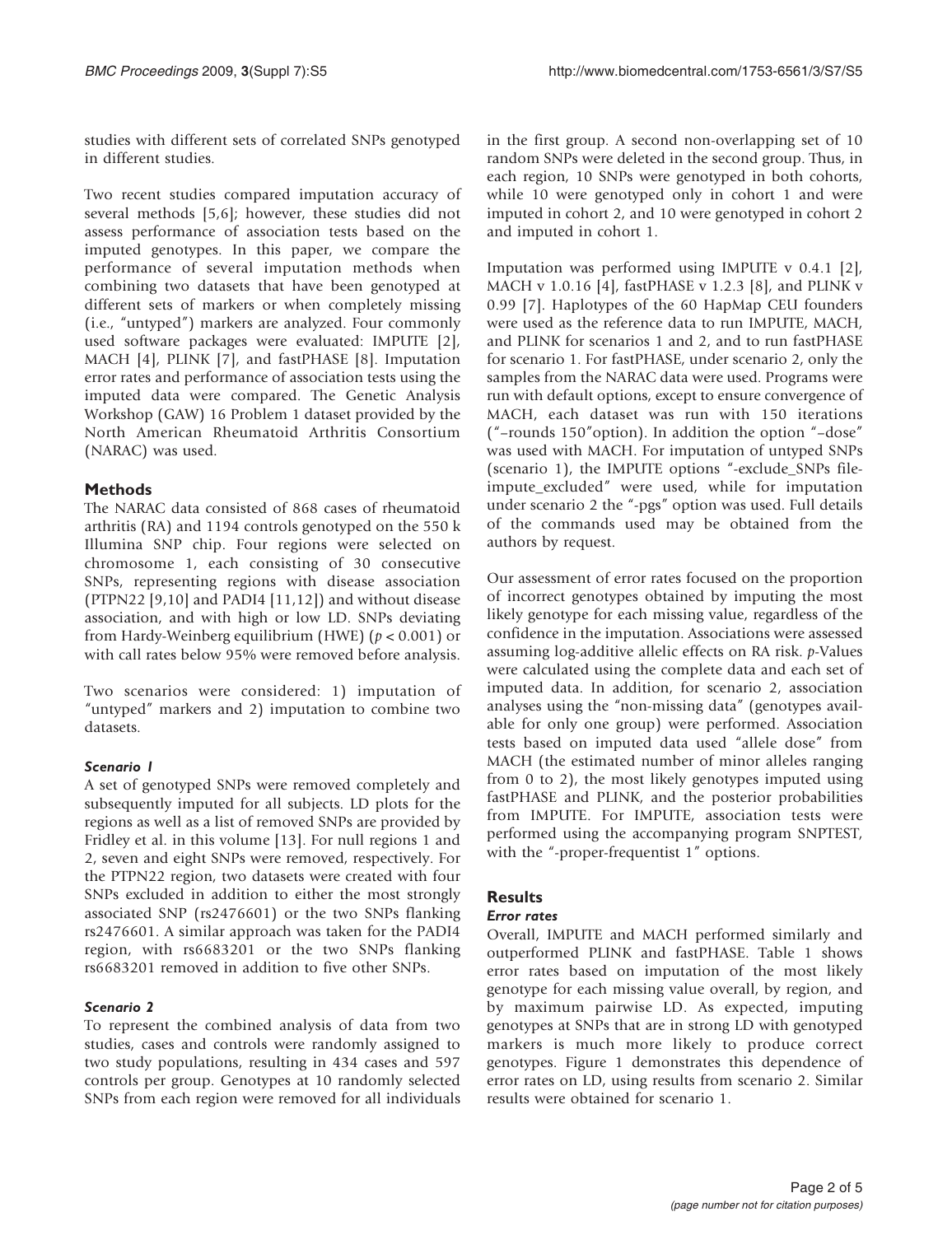studies with different sets of correlated SNPs genotyped in different studies.

Two recent studies compared imputation accuracy of several methods [5,6]; however, these studies did not assess performance of association tests based on the imputed genotypes. In this paper, we compare the performance of several imputation methods when combining two datasets that have been genotyped at different sets of markers or when completely missing (i.e., "untyped") markers are analyzed. Four commonly used software packages were evaluated: IMPUTE [2], MACH [4], PLINK [7], and fastPHASE [8]. Imputation error rates and performance of association tests using the imputed data were compared. The Genetic Analysis Workshop (GAW) 16 Problem 1 dataset provided by the North American Rheumatoid Arthritis Consortium (NARAC) was used.

## Methods

The NARAC data consisted of 868 cases of rheumatoid arthritis (RA) and 1194 controls genotyped on the 550 k Illumina SNP chip. Four regions were selected on chromosome 1, each consisting of 30 consecutive SNPs, representing regions with disease association (PTPN22 [9,10] and PADI4 [11,12]) and without disease association, and with high or low LD. SNPs deviating from Hardy-Weinberg equilibrium (HWE) ($p < 0.001$) or with call rates below 95% were removed before analysis.

Two scenarios were considered: 1) imputation of "untyped" markers and 2) imputation to combine two datasets.

### *Scenario 1*

A set of genotyped SNPs were removed completely and subsequently imputed for all subjects. LD plots for the regions as well as a list of removed SNPs are provided by Fridley et al. in this volume [13]. For null regions 1 and 2, seven and eight SNPs were removed, respectively. For the PTPN22 region, two datasets were created with four SNPs excluded in addition to either the most strongly associated SNP (rs2476601) or the two SNPs flanking rs2476601. A similar approach was taken for the PADI4 region, with rs6683201 or the two SNPs flanking rs6683201 removed in addition to five other SNPs.

### *Scenario 2*

To represent the combined analysis of data from two studies, cases and controls were randomly assigned to two study populations, resulting in 434 cases and 597 controls per group. Genotypes at 10 randomly selected SNPs from each region were removed for all individuals in the first group. A second non-overlapping set of 10 random SNPs were deleted in the second group. Thus, in each region, 10 SNPs were genotyped in both cohorts, while 10 were genotyped only in cohort 1 and were imputed in cohort 2, and 10 were genotyped in cohort 2 and imputed in cohort 1.

Imputation was performed using IMPUTE v 0.4.1 [2], MACH v 1.0.16 [4], fastPHASE v 1.2.3 [8], and PLINK v 0.99 [7]. Haplotypes of the 60 HapMap CEU founders were used as the reference data to run IMPUTE, MACH, and PLINK for scenarios 1 and 2, and to run fastPHASE for scenario 1. For fastPHASE, under scenario 2, only the samples from the NARAC data were used. Programs were run with default options, except to ensure convergence of MACH, each dataset was run with 150 iterations ("–rounds 150"option). In addition the option "–dose" was used with MACH. For imputation of untyped SNPs (scenario 1), the IMPUTE options "-exclude_SNPs file-impute_excluded" were used, while for imputation under scenario 2 the "-pgs" option was used. Full details of the commands used may be obtained from the authors by request.

Our assessment of error rates focused on the proportion of incorrect genotypes obtained by imputing the most likely genotype for each missing value, regardless of the confidence in the imputation. Associations were assessed assuming log-additive allelic effects on RA risk. *p*-Values were calculated using the complete data and each set of imputed data. In addition, for scenario 2, association analyses using the "non-missing data" (genotypes available for only one group) were performed. Association tests based on imputed data used "allele dose" from MACH (the estimated number of minor alleles ranging from 0 to 2), the most likely genotypes imputed using fastPHASE and PLINK, and the posterior probabilities from IMPUTE. For IMPUTE, association tests were performed using the accompanying program SNPTEST, with the "-proper-frequentist 1" options.

## Results

### *Error rates*

Overall, IMPUTE and MACH performed similarly and outperformed PLINK and fastPHASE. Table 1 shows error rates based on imputation of the most likely genotype for each missing value overall, by region, and by maximum pairwise LD. As expected, imputing genotypes at SNPs that are in strong LD with genotyped markers is much more likely to produce correct genotypes. Figure 1 demonstrates this dependence of error rates on LD, using results from scenario 2. Similar results were obtained for scenario 1.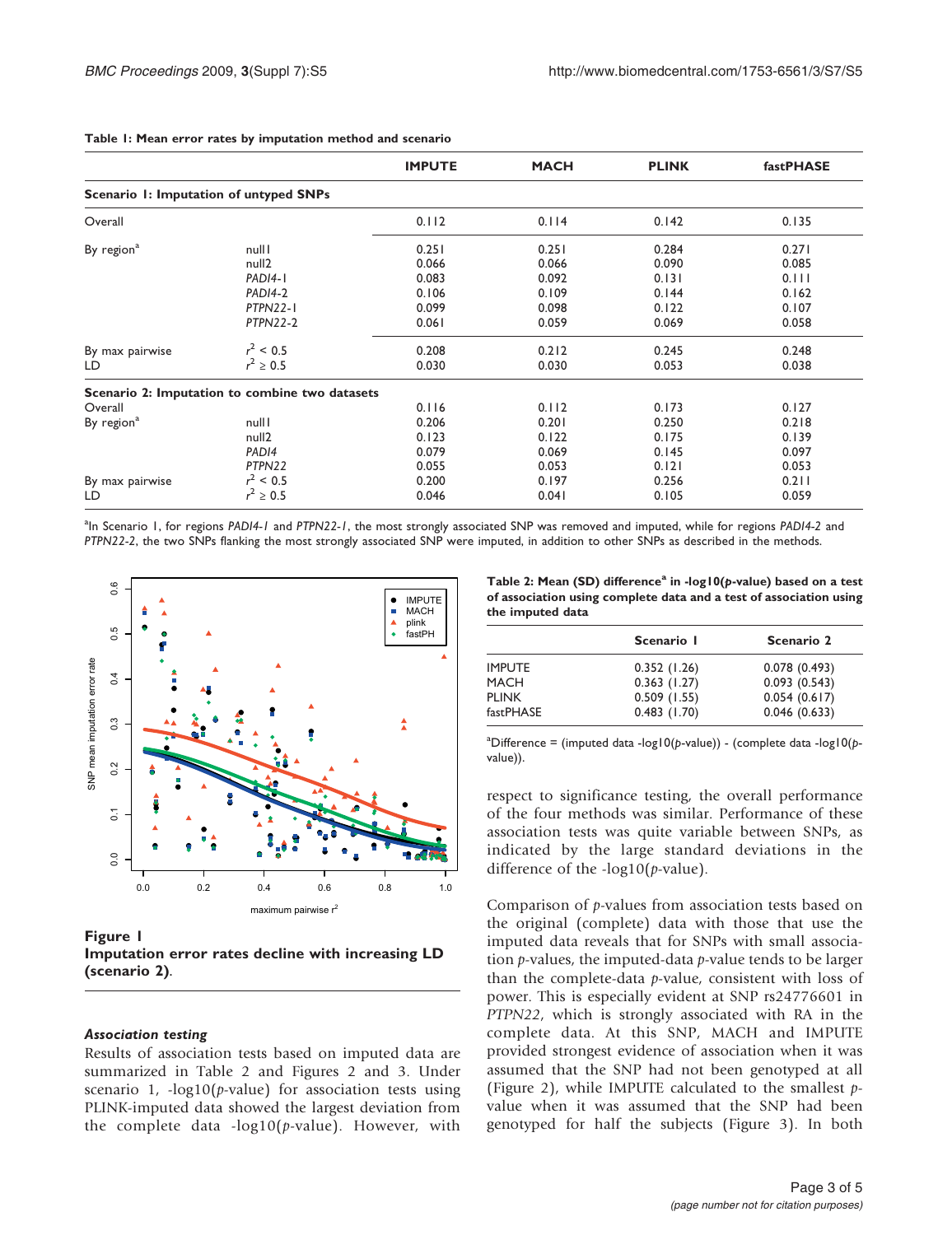**Table 1: Mean error rates by imputation method and scenario**

| | | IMPUTE | MACH | PLINK | fastPHASE |
|---|---|---|---|---|---|
| **Scenario 1: Imputation of untyped SNPs** | | | | | |
| Overall | | 0.112 | 0.114 | 0.142 | 0.135 |
| By region[a] | null1 | 0.251 | 0.251 | 0.284 | 0.271 |
| | null2 | 0.066 | 0.066 | 0.090 | 0.085 |
| | *PADI4-1* | 0.083 | 0.092 | 0.131 | 0.111 |
| | *PADI4-2* | 0.106 | 0.109 | 0.144 | 0.162 |
| | *PTPN22-1* | 0.099 | 0.098 | 0.122 | 0.107 |
| | *PTPN22-2* | 0.061 | 0.059 | 0.069 | 0.058 |
| By max pairwise LD | $r^2 < 0.5$ | 0.208 | 0.212 | 0.245 | 0.248 |
| | $r^2 \geq 0.5$ | 0.030 | 0.030 | 0.053 | 0.038 |
| **Scenario 2: Imputation to combine two datasets** | | | | | |
| Overall | | 0.116 | 0.112 | 0.173 | 0.127 |
| By region[a] | null1 | 0.206 | 0.201 | 0.250 | 0.218 |
| | null2 | 0.123 | 0.122 | 0.175 | 0.139 |
| | *PADI4* | 0.079 | 0.069 | 0.145 | 0.097 |
| | *PTPN22* | 0.055 | 0.053 | 0.121 | 0.053 |
| By max pairwise LD | $r^2 < 0.5$ | 0.200 | 0.197 | 0.256 | 0.211 |
| | $r^2 \geq 0.5$ | 0.046 | 0.041 | 0.105 | 0.059 |

[a]In Scenario 1, for regions *PADI4-1* and *PTPN22-1*, the most strongly associated SNP was removed and imputed, while for regions *PADI4-2* and *PTPN22-2*, the two SNPs flanking the most strongly associated SNP were imputed, in addition to other SNPs as described in the methods.

**Figure 1**
**Imputation error rates decline with increasing LD (scenario 2).**

### Association testing

Results of association tests based on imputed data are summarized in Table 2 and Figures 2 and 3. Under scenario 1, -log10(*p*-value) for association tests using PLINK-imputed data showed the largest deviation from the complete data -log10(*p*-value). However, with respect to significance testing, the overall performance of the four methods was similar. Performance of these association tests was quite variable between SNPs, as indicated by the large standard deviations in the difference of the -log10(*p*-value).

**Table 2: Mean (SD) difference[a] in -log10(*p*-value) based on a test of association using complete data and a test of association using the imputed data**

| | Scenario 1 | Scenario 2 |
|---|---|---|
| IMPUTE | 0.352 (1.26) | 0.078 (0.493) |
| MACH | 0.363 (1.27) | 0.093 (0.543) |
| PLINK | 0.509 (1.55) | 0.054 (0.617) |
| fastPHASE | 0.483 (1.70) | 0.046 (0.633) |

[a]Difference = (imputed data -log10(*p*-value)) - (complete data -log10(*p*-value)).

Comparison of *p*-values from association tests based on the original (complete) data with those that use the imputed data reveals that for SNPs with small association *p*-values, the imputed-data *p*-value tends to be larger than the complete-data *p*-value, consistent with loss of power. This is especially evident at SNP rs24776601 in *PTPN22*, which is strongly associated with RA in the complete data. At this SNP, MACH and IMPUTE provided strongest evidence of association when it was assumed that the SNP had not been genotyped at all (Figure 2), while IMPUTE calculated to the smallest *p*-value when it was assumed that the SNP had been genotyped for half the subjects (Figure 3). In both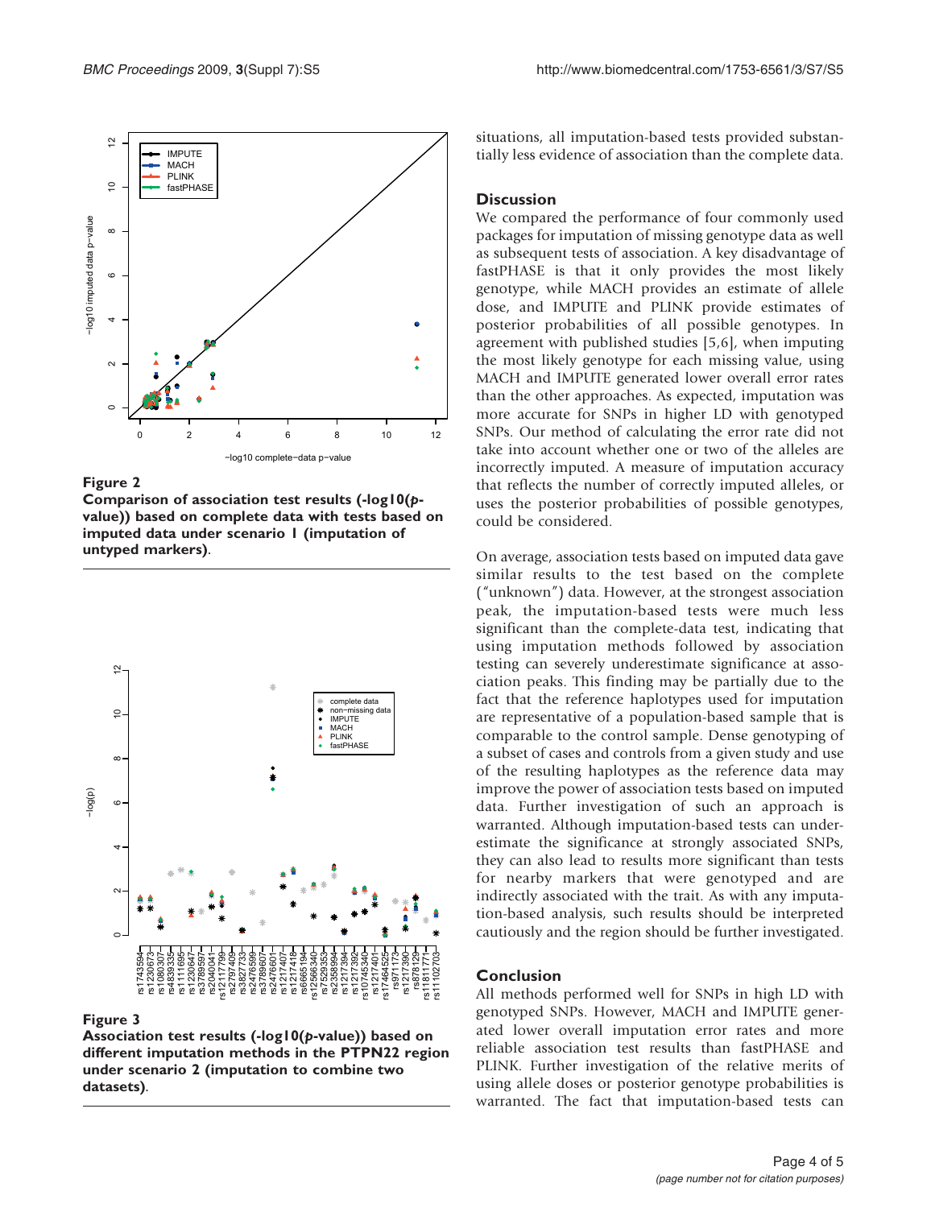**Figure 2**

**Comparison of association test results (-log10(*p*-value)) based on complete data with tests based on imputed data under scenario 1 (imputation of untyped markers)**.

**Figure 3**

**Association test results (-log10(*p*-value)) based on different imputation methods in the PTPN22 region under scenario 2 (imputation to combine two datasets)**.

situations, all imputation-based tests provided substantially less evidence of association than the complete data.

## Discussion

We compared the performance of four commonly used packages for imputation of missing genotype data as well as subsequent tests of association. A key disadvantage of fastPHASE is that it only provides the most likely genotype, while MACH provides an estimate of allele dose, and IMPUTE and PLINK provide estimates of posterior probabilities of all possible genotypes. In agreement with published studies [5,6], when imputing the most likely genotype for each missing value, using MACH and IMPUTE generated lower overall error rates than the other approaches. As expected, imputation was more accurate for SNPs in higher LD with genotyped SNPs. Our method of calculating the error rate did not take into account whether one or two of the alleles are incorrectly imputed. A measure of imputation accuracy that reflects the number of correctly imputed alleles, or uses the posterior probabilities of possible genotypes, could be considered.

On average, association tests based on imputed data gave similar results to the test based on the complete ("unknown") data. However, at the strongest association peak, the imputation-based tests were much less significant than the complete-data test, indicating that using imputation methods followed by association testing can severely underestimate significance at association peaks. This finding may be partially due to the fact that the reference haplotypes used for imputation are representative of a population-based sample that is comparable to the control sample. Dense genotyping of a subset of cases and controls from a given study and use of the resulting haplotypes as the reference data may improve the power of association tests based on imputed data. Further investigation of such an approach is warranted. Although imputation-based tests can underestimate the significance at strongly associated SNPs, they can also lead to results more significant than tests for nearby markers that were genotyped and are indirectly associated with the trait. As with any imputation-based analysis, such results should be interpreted cautiously and the region should be further investigated.

## Conclusion

All methods performed well for SNPs in high LD with genotyped SNPs. However, MACH and IMPUTE generated lower overall imputation error rates and more reliable association test results than fastPHASE and PLINK. Further investigation of the relative merits of using allele doses or posterior genotype probabilities is warranted. The fact that imputation-based tests can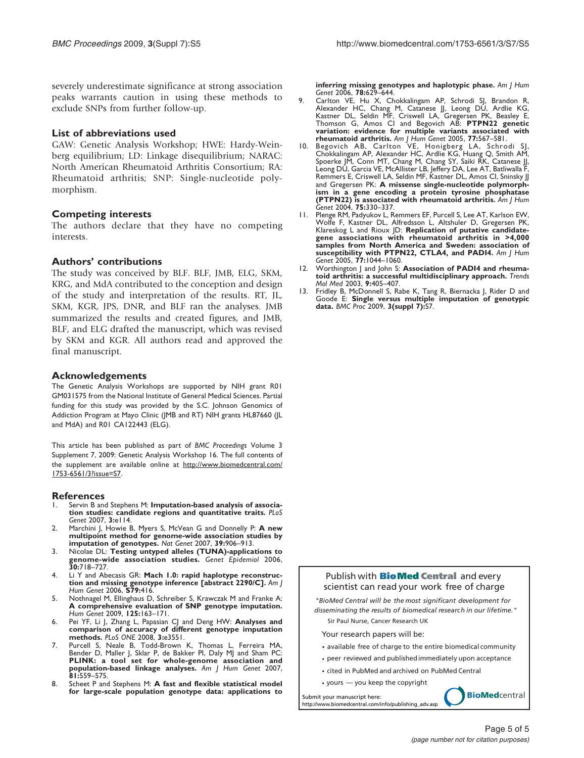severely underestimate significance at strong association peaks warrants caution in using these methods to exclude SNPs from further follow-up.

## List of abbreviations used

GAW: Genetic Analysis Workshop; HWE: Hardy-Weinberg equilibrium; LD: Linkage disequilibrium; NARAC: North American Rheumatoid Arthritis Consortium; RA: Rheumatoid arthritis; SNP: Single-nucleotide polymorphism.

## Competing interests

The authors declare that they have no competing interests.

## Authors' contributions

The study was conceived by BLF. BLF, JMB, ELG, SKM, KRG, and MdA contributed to the conception and design of the study and interpretation of the results. RT, JL, SKM, KGR, JPS, DNR, and BLF ran the analyses. JMB summarized the results and created figures, and JMB, BLF, and ELG drafted the manuscript, which was revised by SKM and KGR. All authors read and approved the final manuscript.

## Acknowledgements

The Genetic Analysis Workshops are supported by NIH grant R01 GM031575 from the National Institute of General Medical Sciences. Partial funding for this study was provided by the S.C. Johnson Genomics of Addiction Program at Mayo Clinic (JMB and RT) NIH grants HL87660 (JL and MdA) and R01 CA122443 (ELG).

This article has been published as part of *BMC Proceedings* Volume 3 Supplement 7, 2009: Genetic Analysis Workshop 16. The full contents of the supplement are available online at http://www.biomedcentral.com/1753-6561/3?issue=S7.

## References

1. Servin B and Stephens M: **Imputation-based analysis of association studies: candidate regions and quantitative traits.** *PLoS Genet* 2007, **3:**e114.
2. Marchini J, Howie B, Myers S, McVean G and Donnelly P: **A new multipoint method for genome-wide association studies by imputation of genotypes.** *Nat Genet* 2007, **39:**906–913.
3. Nicolae DL: **Testing untyped alleles (TUNA)-applications to genome-wide association studies.** *Genet Epidemiol* 2006, **30:**718–727.
4. Li Y and Abecasis GR: **Mach 1.0: rapid haplotype reconstruction and missing genotype inference [abstract 2290/C].** *Am J Hum Genet* 2006, **S79:**416.
5. Nothnagel M, Ellinghaus D, Schreiber S, Krawczak M and Franke A: **A comprehensive evaluation of SNP genotype imputation.** *Hum Genet* 2009, **125:**163–171.
6. Pei YF, Li J, Zhang L, Papasian CJ and Deng HW: **Analyses and comparison of accuracy of different genotype imputation methods.** *PLoS ONE* 2008, **3:**e3551.
7. Purcell S, Neale B, Todd-Brown K, Thomas L, Ferreira MA, Bender D, Maller J, Sklar P, de Bakker PI, Daly MJ and Sham PC: **PLINK: a tool set for whole-genome association and population-based linkage analyses.** *Am J Hum Genet* 2007, **81:**559–575.
8. Scheet P and Stephens M: **A fast and flexible statistical model for large-scale population genotype data: applications to inferring missing genotypes and haplotypic phase.** *Am J Hum Genet* 2006, **78:**629–644.
9. Carlton VE, Hu X, Chokkalingam AP, Schrodi SJ, Brandon R, Alexander HC, Chang M, Catanese JJ, Leong DU, Ardlie KG, Kastner DL, Seldin MF, Criswell LA, Gregersen PK, Beasley E, Thomson G, Amos CI and Begovich AB: **PTPN22 genetic variation: evidence for multiple variants associated with rheumatoid arthritis.** *Am J Hum Genet* 2005, **77:**567–581.
10. Begovich AB, Carlton VE, Honigberg LA, Schrodi SJ, Chokkalingam AP, Alexander HC, Ardlie KG, Huang Q, Smith AM, Spoerke JM, Conn MT, Chang M, Chang SY, Saiki RK, Catanese JJ, Leong DU, Garcia VE, McAllister LB, Jeffery DA, Lee AT, Batliwalla F, Remmers E, Criswell LA, Seldin MF, Kastner DL, Amos CI, Sninsky JJ and Gregersen PK: **A missense single-nucleotide polymorphism in a gene encoding a protein tyrosine phosphatase (PTPN22) is associated with rheumatoid arthritis.** *Am J Hum Genet* 2004, **75:**330–337.
11. Plenge RM, Padyukov L, Remmers EF, Purcell S, Lee AT, Karlson EW, Wolfe F, Kastner DL, Alfredsson L, Altshuler D, Gregersen PK, Klareskog L and Rioux JD: **Replication of putative candidate-gene associations with rheumatoid arthritis in >4,000 samples from North America and Sweden: association of susceptibility with PTPN22, CTLA4, and PADI4.** *Am J Hum Genet* 2005, **77:**1044–1060.
12. Worthington J and John S: **Association of PADI4 and rheumatoid arthritis: a successful multidisciplinary approach.** *Trends Mol Med* 2003, **9:**405–407.
13. Fridley B, McDonnell S, Rabe K, Tang R, Biernacka J, Rider D and Goode E: **Single versus multiple imputation of genotypic data.** *BMC Proc* 2009, **3(suppl 7):**S7.

Publish with **BioMed Central** and every scientist can read your work free of charge

*"BioMed Central will be the most significant development for disseminating the results of biomedical research in our lifetime."*

Sir Paul Nurse, Cancer Research UK

Your research papers will be:

- available free of charge to the entire biomedical community
- peer reviewed and published immediately upon acceptance
- cited in PubMed and archived on PubMed Central
- yours — you keep the copyright

Submit your manuscript here:
http://www.biomedcentral.com/info/publishing_adv.asp

BioMedcentral